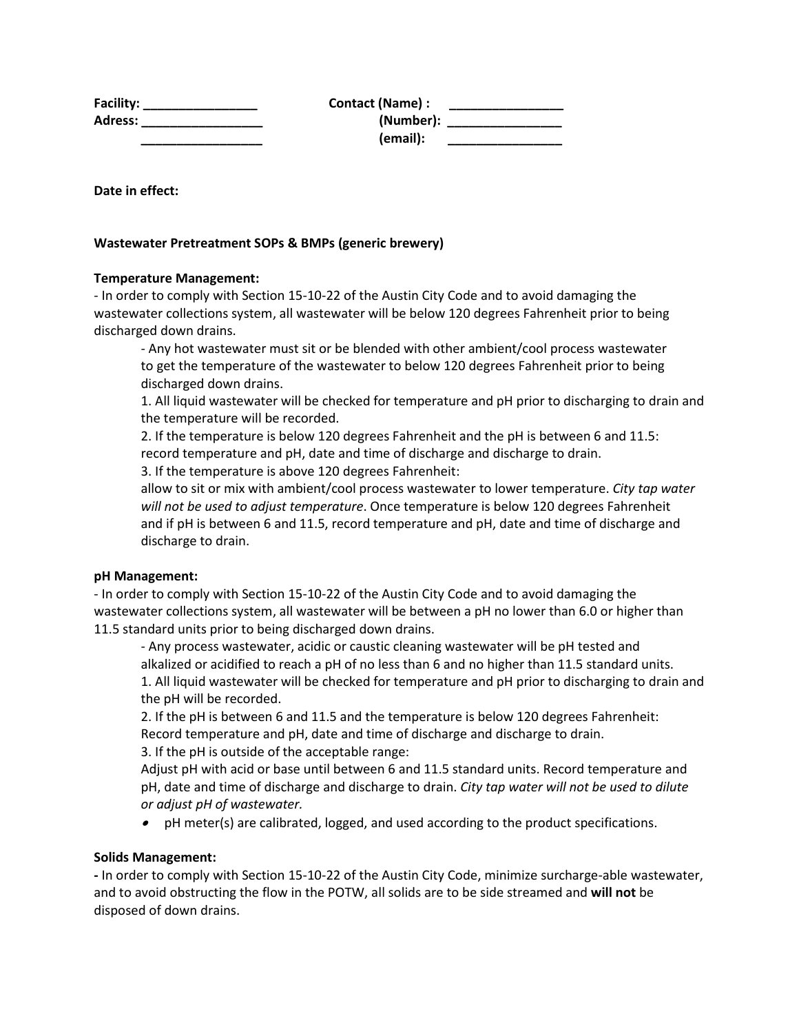**Facility:** ________________ **Contact (Name) :** ________________

**Adress:** _________________ **(Number):** ________________

_________________ **(email):** ________________

**Date in effect:**

**Wastewater Pretreatment SOPs & BMPs (generic brewery)**

**Temperature Management:**

- In order to comply with Section 15-10-22 of the Austin City Code and to avoid damaging the wastewater collections system, all wastewater will be below 120 degrees Fahrenheit prior to being discharged down drains.

  - Any hot wastewater must sit or be blended with other ambient/cool process wastewater to get the temperature of the wastewater to below 120 degrees Fahrenheit prior to being discharged down drains.

  1. All liquid wastewater will be checked for temperature and pH prior to discharging to drain and the temperature will be recorded.
  2. If the temperature is below 120 degrees Fahrenheit and the pH is between 6 and 11.5: record temperature and pH, date and time of discharge and discharge to drain.
  3. If the temperature is above 120 degrees Fahrenheit: allow to sit or mix with ambient/cool process wastewater to lower temperature. *City tap water will not be used to adjust temperature*. Once temperature is below 120 degrees Fahrenheit and if pH is between 6 and 11.5, record temperature and pH, date and time of discharge and discharge to drain.

**pH Management:**

- In order to comply with Section 15-10-22 of the Austin City Code and to avoid damaging the wastewater collections system, all wastewater will be between a pH no lower than 6.0 or higher than 11.5 standard units prior to being discharged down drains.

  - Any process wastewater, acidic or caustic cleaning wastewater will be pH tested and alkalized or acidified to reach a pH of no less than 6 and no higher than 11.5 standard units.

  1. All liquid wastewater will be checked for temperature and pH prior to discharging to drain and the pH will be recorded.
  2. If the pH is between 6 and 11.5 and the temperature is below 120 degrees Fahrenheit: Record temperature and pH, date and time of discharge and discharge to drain.
  3. If the pH is outside of the acceptable range: Adjust pH with acid or base until between 6 and 11.5 standard units. Record temperature and pH, date and time of discharge and discharge to drain. *City tap water will not be used to dilute or adjust pH of wastewater.*

  - pH meter(s) are calibrated, logged, and used according to the product specifications.

**Solids Management:**

**-** In order to comply with Section 15-10-22 of the Austin City Code, minimize surcharge-able wastewater, and to avoid obstructing the flow in the POTW, all solids are to be side streamed and **will not** be disposed of down drains.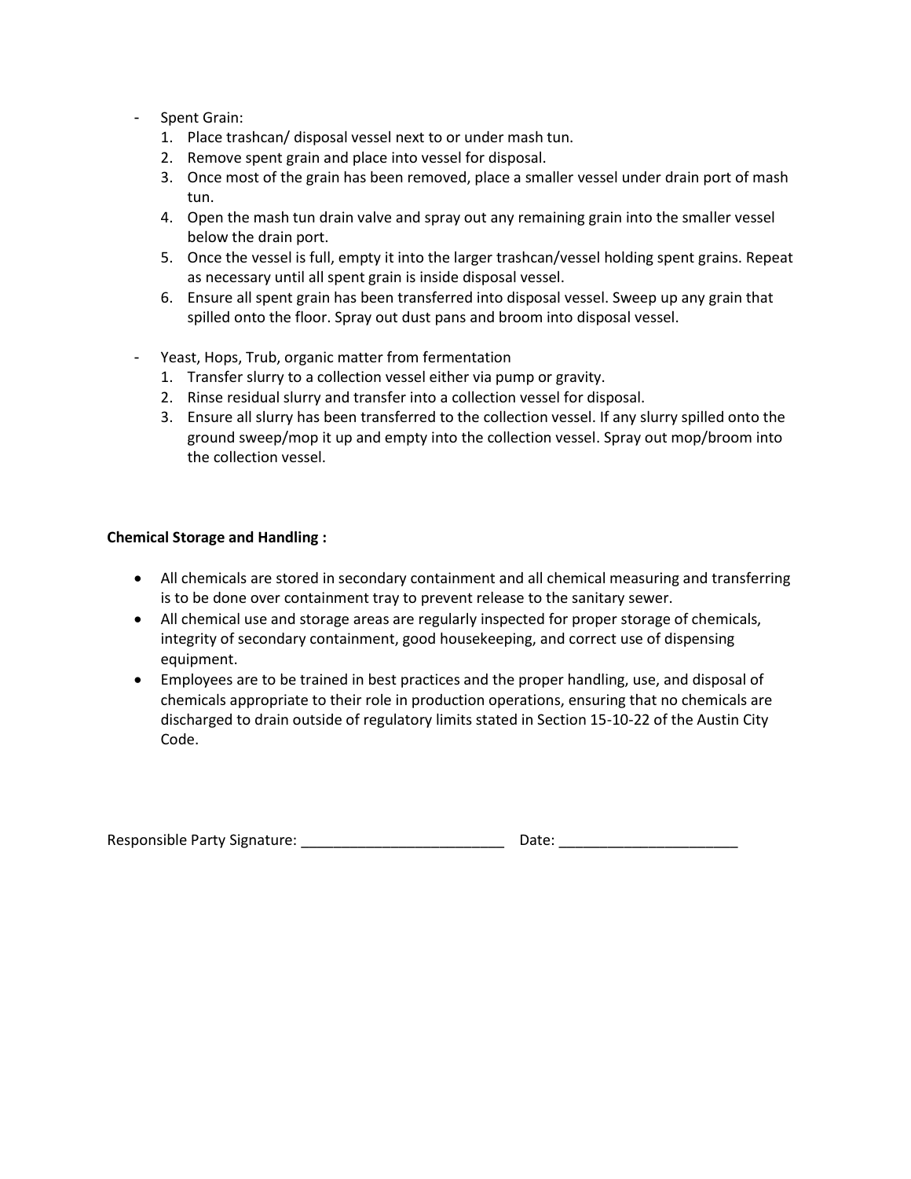- Spent Grain:
  1. Place trashcan/ disposal vessel next to or under mash tun.
  2. Remove spent grain and place into vessel for disposal.
  3. Once most of the grain has been removed, place a smaller vessel under drain port of mash tun.
  4. Open the mash tun drain valve and spray out any remaining grain into the smaller vessel below the drain port.
  5. Once the vessel is full, empty it into the larger trashcan/vessel holding spent grains. Repeat as necessary until all spent grain is inside disposal vessel.
  6. Ensure all spent grain has been transferred into disposal vessel. Sweep up any grain that spilled onto the floor. Spray out dust pans and broom into disposal vessel.

- Yeast, Hops, Trub, organic matter from fermentation
  1. Transfer slurry to a collection vessel either via pump or gravity.
  2. Rinse residual slurry and transfer into a collection vessel for disposal.
  3. Ensure all slurry has been transferred to the collection vessel. If any slurry spilled onto the ground sweep/mop it up and empty into the collection vessel. Spray out mop/broom into the collection vessel.

**Chemical Storage and Handling :**

- All chemicals are stored in secondary containment and all chemical measuring and transferring is to be done over containment tray to prevent release to the sanitary sewer.
- All chemical use and storage areas are regularly inspected for proper storage of chemicals, integrity of secondary containment, good housekeeping, and correct use of dispensing equipment.
- Employees are to be trained in best practices and the proper handling, use, and disposal of chemicals appropriate to their role in production operations, ensuring that no chemicals are discharged to drain outside of regulatory limits stated in Section 15-10-22 of the Austin City Code.

Responsible Party Signature: _________________________ Date: ______________________